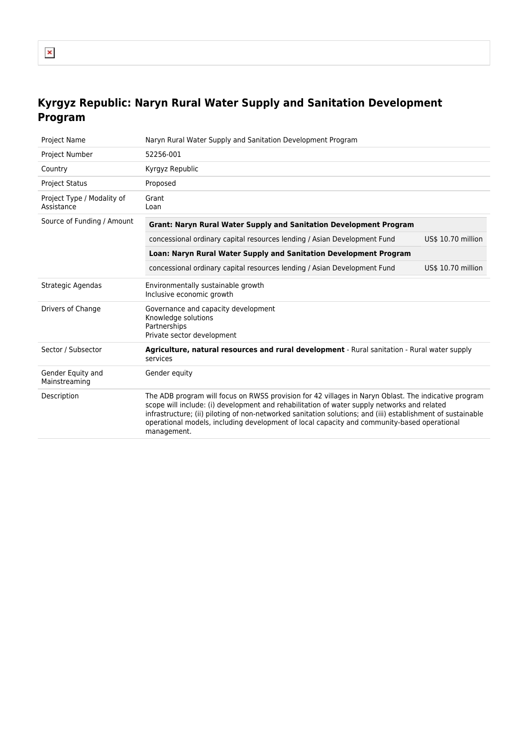# Kyrgyz Republic: Naryn Rural Water Supply and Sanitation Development Program

| | |
|---|---|
| Project Name | Naryn Rural Water Supply and Sanitation Development Program |
| Project Number | 52256-001 |
| Country | Kyrgyz Republic |
| Project Status | Proposed |
| Project Type / Modality of Assistance | Grant<br>Loan |
| Source of Funding / Amount | **Grant: Naryn Rural Water Supply and Sanitation Development Program**<br>concessional ordinary capital resources lending / Asian Development Fund — US$ 10.70 million<br>**Loan: Naryn Rural Water Supply and Sanitation Development Program**<br>concessional ordinary capital resources lending / Asian Development Fund — US$ 10.70 million |
| Strategic Agendas | Environmentally sustainable growth<br>Inclusive economic growth |
| Drivers of Change | Governance and capacity development<br>Knowledge solutions<br>Partnerships<br>Private sector development |
| Sector / Subsector | **Agriculture, natural resources and rural development** - Rural sanitation - Rural water supply services |
| Gender Equity and Mainstreaming | Gender equity |
| Description | The ADB program will focus on RWSS provision for 42 villages in Naryn Oblast. The indicative program scope will include: (i) development and rehabilitation of water supply networks and related infrastructure; (ii) piloting of non-networked sanitation solutions; and (iii) establishment of sustainable operational models, including development of local capacity and community-based operational management. |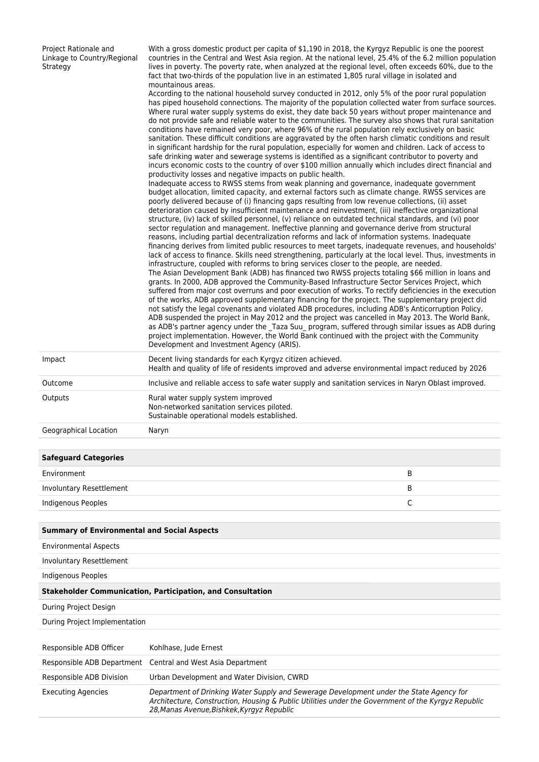| | |
|---|---|
| Project Rationale and Linkage to Country/Regional Strategy | With a gross domestic product per capita of $1,190 in 2018, the Kyrgyz Republic is one the poorest countries in the Central and West Asia region. At the national level, 25.4% of the 6.2 million population lives in poverty. The poverty rate, when analyzed at the regional level, often exceeds 60%, due to the fact that two-thirds of the population live in an estimated 1,805 rural village in isolated and mountainous areas.<br>According to the national household survey conducted in 2012, only 5% of the poor rural population has piped household connections. The majority of the population collected water from surface sources. Where rural water supply systems do exist, they date back 50 years without proper maintenance and do not provide safe and reliable water to the communities. The survey also shows that rural sanitation conditions have remained very poor, where 96% of the rural population rely exclusively on basic sanitation. These difficult conditions are aggravated by the often harsh climatic conditions and result in significant hardship for the rural population, especially for women and children. Lack of access to safe drinking water and sewerage systems is identified as a significant contributor to poverty and incurs economic costs to the country of over $100 million annually which includes direct financial and productivity losses and negative impacts on public health.<br>Inadequate access to RWSS stems from weak planning and governance, inadequate government budget allocation, limited capacity, and external factors such as climate change. RWSS services are poorly delivered because of (i) financing gaps resulting from low revenue collections, (ii) asset deterioration caused by insufficient maintenance and reinvestment, (iii) ineffective organizational structure, (iv) lack of skilled personnel, (v) reliance on outdated technical standards, and (vi) poor sector regulation and management. Ineffective planning and governance derive from structural reasons, including partial decentralization reforms and lack of information systems. Inadequate financing derives from limited public resources to meet targets, inadequate revenues, and households' lack of access to finance. Skills need strengthening, particularly at the local level. Thus, investments in infrastructure, coupled with reforms to bring services closer to the people, are needed.<br>The Asian Development Bank (ADB) has financed two RWSS projects totaling $66 million in loans and grants. In 2000, ADB approved the Community-Based Infrastructure Sector Services Project, which suffered from major cost overruns and poor execution of works. To rectify deficiencies in the execution of the works, ADB approved supplementary financing for the project. The supplementary project did not satisfy the legal covenants and violated ADB procedures, including ADB's Anticorruption Policy. ADB suspended the project in May 2012 and the project was cancelled in May 2013. The World Bank, as ADB's partner agency under the _Taza Suu_ program, suffered through similar issues as ADB during project implementation. However, the World Bank continued with the project with the Community Development and Investment Agency (ARIS). |
| Impact | Decent living standards for each Kyrgyz citizen achieved.<br>Health and quality of life of residents improved and adverse environmental impact reduced by 2026 |
| Outcome | Inclusive and reliable access to safe water supply and sanitation services in Naryn Oblast improved. |
| Outputs | Rural water supply system improved<br>Non-networked sanitation services piloted.<br>Sustainable operational models established. |
| Geographical Location | Naryn |

| Safeguard Categories | |
|---|---|
| Environment | B |
| Involuntary Resettlement | B |
| Indigenous Peoples | C |

| Summary of Environmental and Social Aspects |
|---|
| Environmental Aspects |
| Involuntary Resettlement |
| Indigenous Peoples |
| **Stakeholder Communication, Participation, and Consultation** |
| During Project Design |
| During Project Implementation |

| | |
|---|---|
| Responsible ADB Officer | Kohlhase, Jude Ernest |
| Responsible ADB Department | Central and West Asia Department |
| Responsible ADB Division | Urban Development and Water Division, CWRD |
| Executing Agencies | *Department of Drinking Water Supply and Sewerage Development under the State Agency for Architecture, Construction, Housing & Public Utilities under the Government of the Kyrgyz Republic 28,Manas Avenue,Bishkek,Kyrgyz Republic* |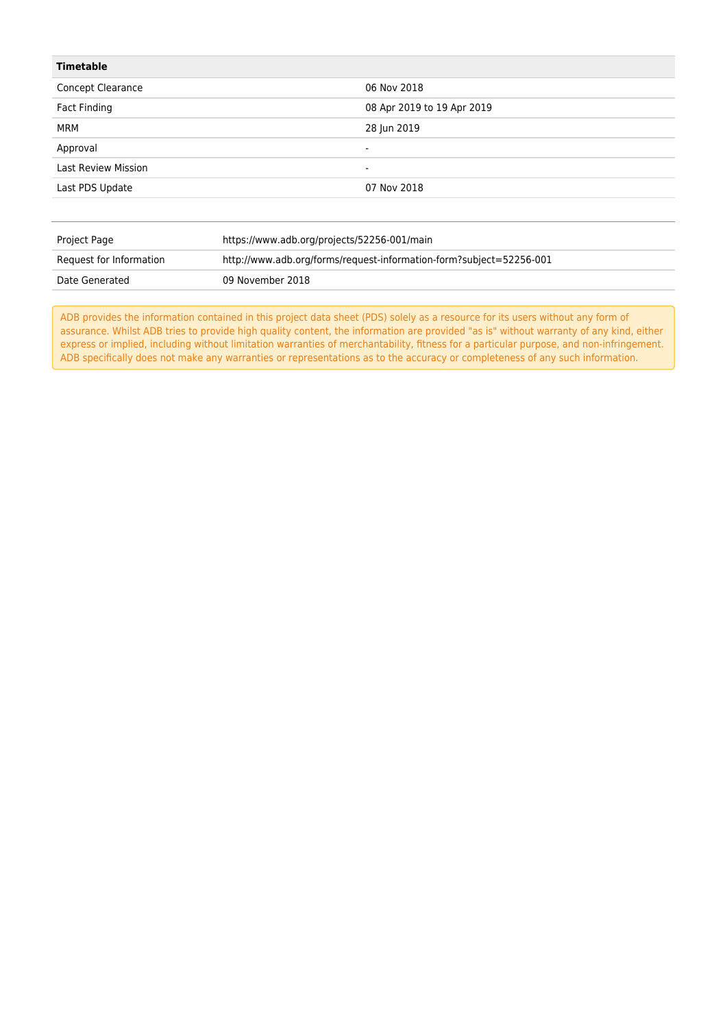| Timetable | |
|---|---|
| Concept Clearance | 06 Nov 2018 |
| Fact Finding | 08 Apr 2019 to 19 Apr 2019 |
| MRM | 28 Jun 2019 |
| Approval | - |
| Last Review Mission | - |
| Last PDS Update | 07 Nov 2018 |

| | |
|---|---|
| Project Page | https://www.adb.org/projects/52256-001/main |
| Request for Information | http://www.adb.org/forms/request-information-form?subject=52256-001 |
| Date Generated | 09 November 2018 |

ADB provides the information contained in this project data sheet (PDS) solely as a resource for its users without any form of assurance. Whilst ADB tries to provide high quality content, the information are provided "as is" without warranty of any kind, either express or implied, including without limitation warranties of merchantability, fitness for a particular purpose, and non-infringement. ADB specifically does not make any warranties or representations as to the accuracy or completeness of any such information.